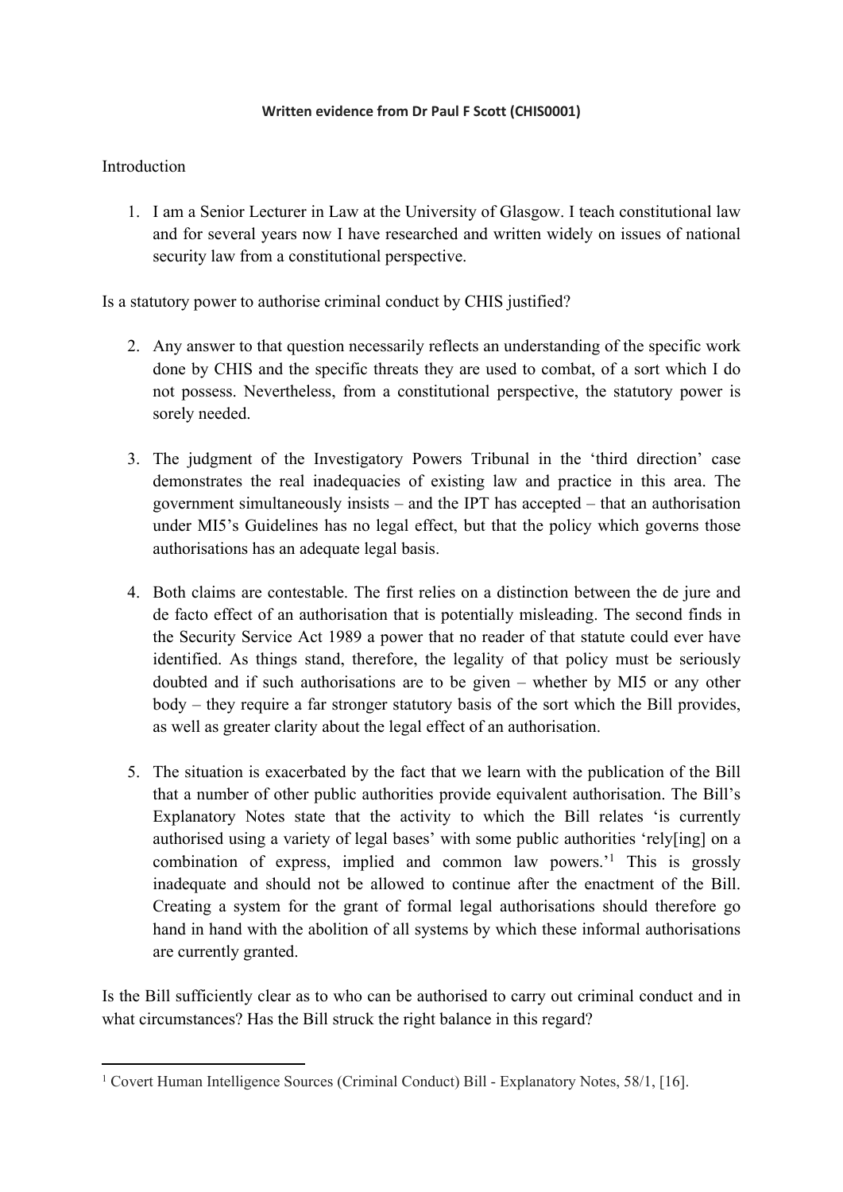**Written evidence from Dr Paul F Scott (CHIS0001)**

Introduction

1. I am a Senior Lecturer in Law at the University of Glasgow. I teach constitutional law and for several years now I have researched and written widely on issues of national security law from a constitutional perspective.

Is a statutory power to authorise criminal conduct by CHIS justified?

2. Any answer to that question necessarily reflects an understanding of the specific work done by CHIS and the specific threats they are used to combat, of a sort which I do not possess. Nevertheless, from a constitutional perspective, the statutory power is sorely needed.

3. The judgment of the Investigatory Powers Tribunal in the 'third direction' case demonstrates the real inadequacies of existing law and practice in this area. The government simultaneously insists – and the IPT has accepted – that an authorisation under MI5's Guidelines has no legal effect, but that the policy which governs those authorisations has an adequate legal basis.

4. Both claims are contestable. The first relies on a distinction between the de jure and de facto effect of an authorisation that is potentially misleading. The second finds in the Security Service Act 1989 a power that no reader of that statute could ever have identified. As things stand, therefore, the legality of that policy must be seriously doubted and if such authorisations are to be given – whether by MI5 or any other body – they require a far stronger statutory basis of the sort which the Bill provides, as well as greater clarity about the legal effect of an authorisation.

5. The situation is exacerbated by the fact that we learn with the publication of the Bill that a number of other public authorities provide equivalent authorisation. The Bill's Explanatory Notes state that the activity to which the Bill relates 'is currently authorised using a variety of legal bases' with some public authorities 'rely[ing] on a combination of express, implied and common law powers.'[1] This is grossly inadequate and should not be allowed to continue after the enactment of the Bill. Creating a system for the grant of formal legal authorisations should therefore go hand in hand with the abolition of all systems by which these informal authorisations are currently granted.

Is the Bill sufficiently clear as to who can be authorised to carry out criminal conduct and in what circumstances? Has the Bill struck the right balance in this regard?

---

[1] Covert Human Intelligence Sources (Criminal Conduct) Bill - Explanatory Notes, 58/1, [16].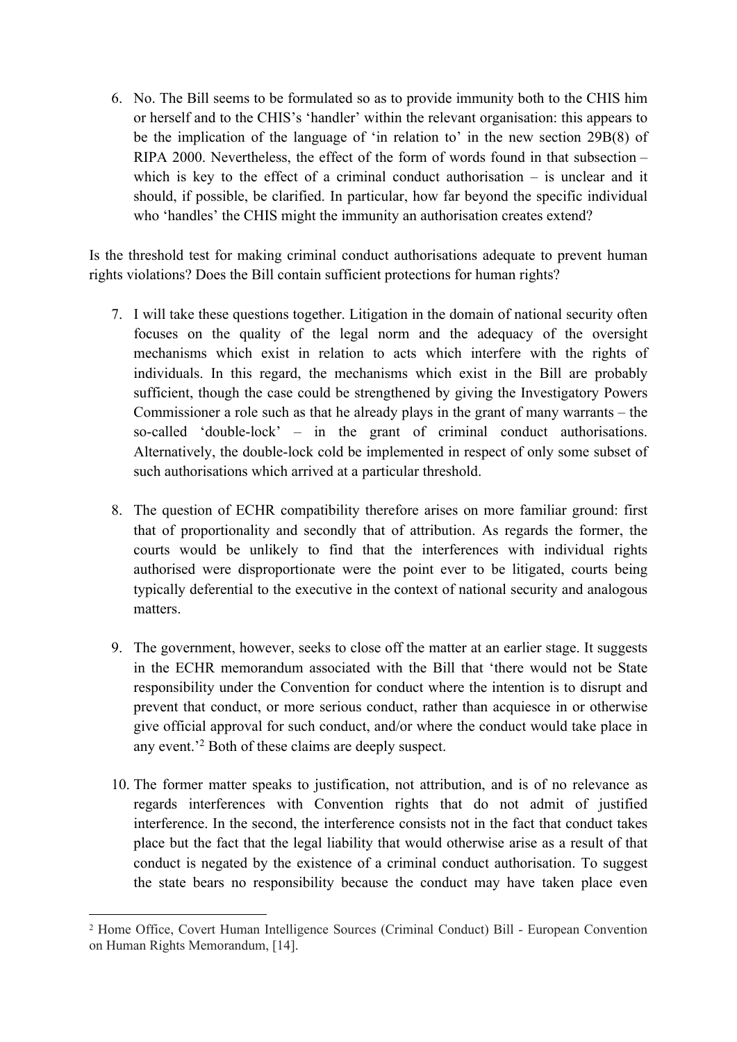6. No. The Bill seems to be formulated so as to provide immunity both to the CHIS him or herself and to the CHIS's 'handler' within the relevant organisation: this appears to be the implication of the language of 'in relation to' in the new section 29B(8) of RIPA 2000. Nevertheless, the effect of the form of words found in that subsection – which is key to the effect of a criminal conduct authorisation – is unclear and it should, if possible, be clarified. In particular, how far beyond the specific individual who 'handles' the CHIS might the immunity an authorisation creates extend?

Is the threshold test for making criminal conduct authorisations adequate to prevent human rights violations? Does the Bill contain sufficient protections for human rights?

7. I will take these questions together. Litigation in the domain of national security often focuses on the quality of the legal norm and the adequacy of the oversight mechanisms which exist in relation to acts which interfere with the rights of individuals. In this regard, the mechanisms which exist in the Bill are probably sufficient, though the case could be strengthened by giving the Investigatory Powers Commissioner a role such as that he already plays in the grant of many warrants – the so-called 'double-lock' – in the grant of criminal conduct authorisations. Alternatively, the double-lock cold be implemented in respect of only some subset of such authorisations which arrived at a particular threshold.

8. The question of ECHR compatibility therefore arises on more familiar ground: first that of proportionality and secondly that of attribution. As regards the former, the courts would be unlikely to find that the interferences with individual rights authorised were disproportionate were the point ever to be litigated, courts being typically deferential to the executive in the context of national security and analogous matters.

9. The government, however, seeks to close off the matter at an earlier stage. It suggests in the ECHR memorandum associated with the Bill that 'there would not be State responsibility under the Convention for conduct where the intention is to disrupt and prevent that conduct, or more serious conduct, rather than acquiesce in or otherwise give official approval for such conduct, and/or where the conduct would take place in any event.'[2] Both of these claims are deeply suspect.

10. The former matter speaks to justification, not attribution, and is of no relevance as regards interferences with Convention rights that do not admit of justified interference. In the second, the interference consists not in the fact that conduct takes place but the fact that the legal liability that would otherwise arise as a result of that conduct is negated by the existence of a criminal conduct authorisation. To suggest the state bears no responsibility because the conduct may have taken place even

[2] Home Office, Covert Human Intelligence Sources (Criminal Conduct) Bill - European Convention on Human Rights Memorandum, [14].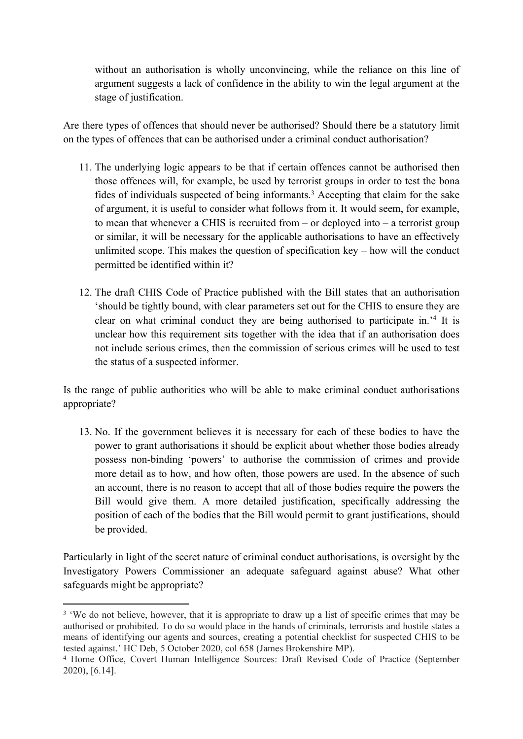without an authorisation is wholly unconvincing, while the reliance on this line of argument suggests a lack of confidence in the ability to win the legal argument at the stage of justification.

Are there types of offences that should never be authorised? Should there be a statutory limit on the types of offences that can be authorised under a criminal conduct authorisation?

11. The underlying logic appears to be that if certain offences cannot be authorised then those offences will, for example, be used by terrorist groups in order to test the bona fides of individuals suspected of being informants.[3] Accepting that claim for the sake of argument, it is useful to consider what follows from it. It would seem, for example, to mean that whenever a CHIS is recruited from – or deployed into – a terrorist group or similar, it will be necessary for the applicable authorisations to have an effectively unlimited scope. This makes the question of specification key – how will the conduct permitted be identified within it?

12. The draft CHIS Code of Practice published with the Bill states that an authorisation 'should be tightly bound, with clear parameters set out for the CHIS to ensure they are clear on what criminal conduct they are being authorised to participate in.'[4] It is unclear how this requirement sits together with the idea that if an authorisation does not include serious crimes, then the commission of serious crimes will be used to test the status of a suspected informer.

Is the range of public authorities who will be able to make criminal conduct authorisations appropriate?

13. No. If the government believes it is necessary for each of these bodies to have the power to grant authorisations it should be explicit about whether those bodies already possess non-binding 'powers' to authorise the commission of crimes and provide more detail as to how, and how often, those powers are used. In the absence of such an account, there is no reason to accept that all of those bodies require the powers the Bill would give them. A more detailed justification, specifically addressing the position of each of the bodies that the Bill would permit to grant justifications, should be provided.

Particularly in light of the secret nature of criminal conduct authorisations, is oversight by the Investigatory Powers Commissioner an adequate safeguard against abuse? What other safeguards might be appropriate?

---

[3] 'We do not believe, however, that it is appropriate to draw up a list of specific crimes that may be authorised or prohibited. To do so would place in the hands of criminals, terrorists and hostile states a means of identifying our agents and sources, creating a potential checklist for suspected CHIS to be tested against.' HC Deb, 5 October 2020, col 658 (James Brokenshire MP).

[4] Home Office, Covert Human Intelligence Sources: Draft Revised Code of Practice (September 2020), [6.14].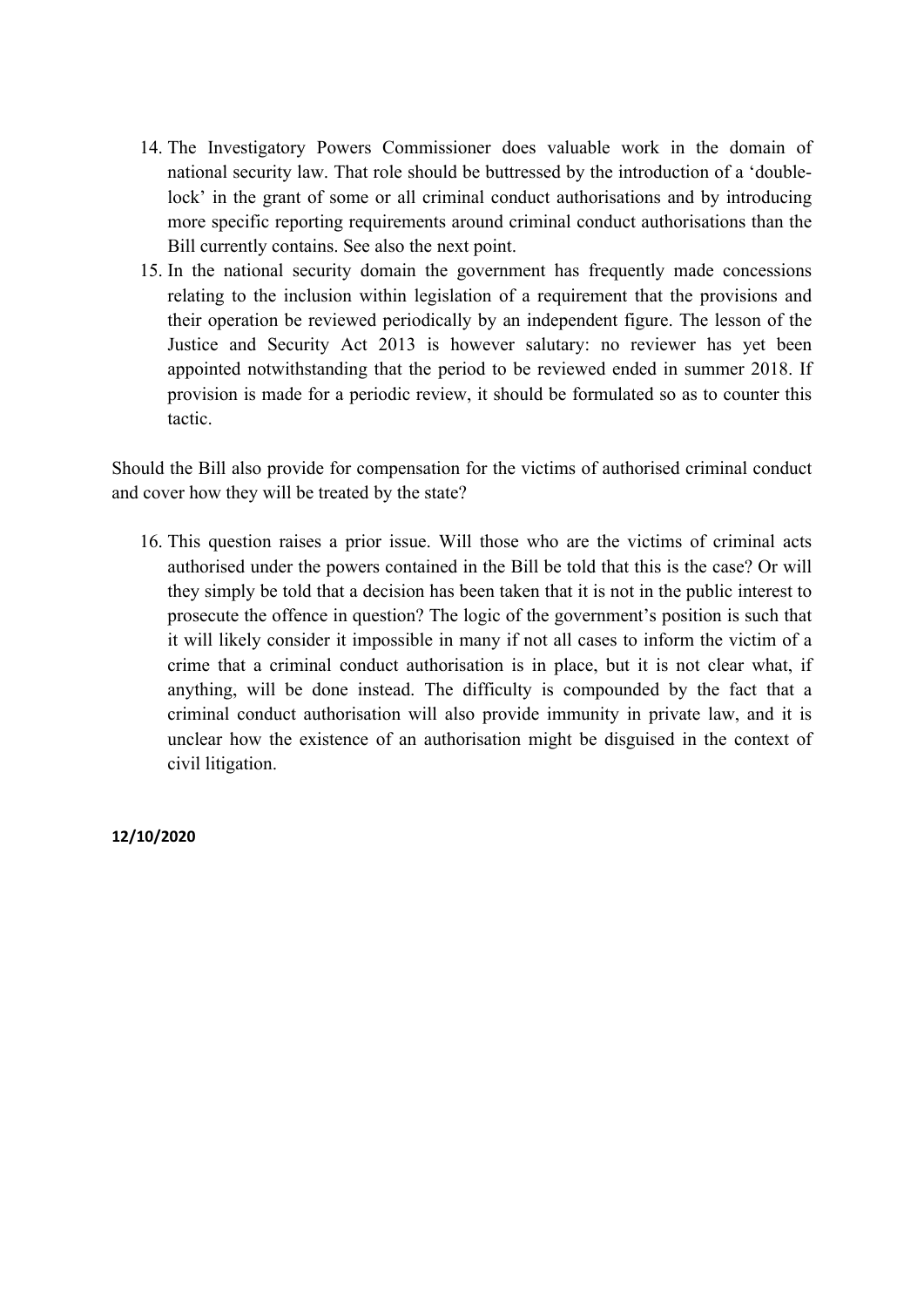14. The Investigatory Powers Commissioner does valuable work in the domain of national security law. That role should be buttressed by the introduction of a 'double-lock' in the grant of some or all criminal conduct authorisations and by introducing more specific reporting requirements around criminal conduct authorisations than the Bill currently contains. See also the next point.
15. In the national security domain the government has frequently made concessions relating to the inclusion within legislation of a requirement that the provisions and their operation be reviewed periodically by an independent figure. The lesson of the Justice and Security Act 2013 is however salutary: no reviewer has yet been appointed notwithstanding that the period to be reviewed ended in summer 2018. If provision is made for a periodic review, it should be formulated so as to counter this tactic.

Should the Bill also provide for compensation for the victims of authorised criminal conduct and cover how they will be treated by the state?

16. This question raises a prior issue. Will those who are the victims of criminal acts authorised under the powers contained in the Bill be told that this is the case? Or will they simply be told that a decision has been taken that it is not in the public interest to prosecute the offence in question? The logic of the government's position is such that it will likely consider it impossible in many if not all cases to inform the victim of a crime that a criminal conduct authorisation is in place, but it is not clear what, if anything, will be done instead. The difficulty is compounded by the fact that a criminal conduct authorisation will also provide immunity in private law, and it is unclear how the existence of an authorisation might be disguised in the context of civil litigation.

**12/10/2020**